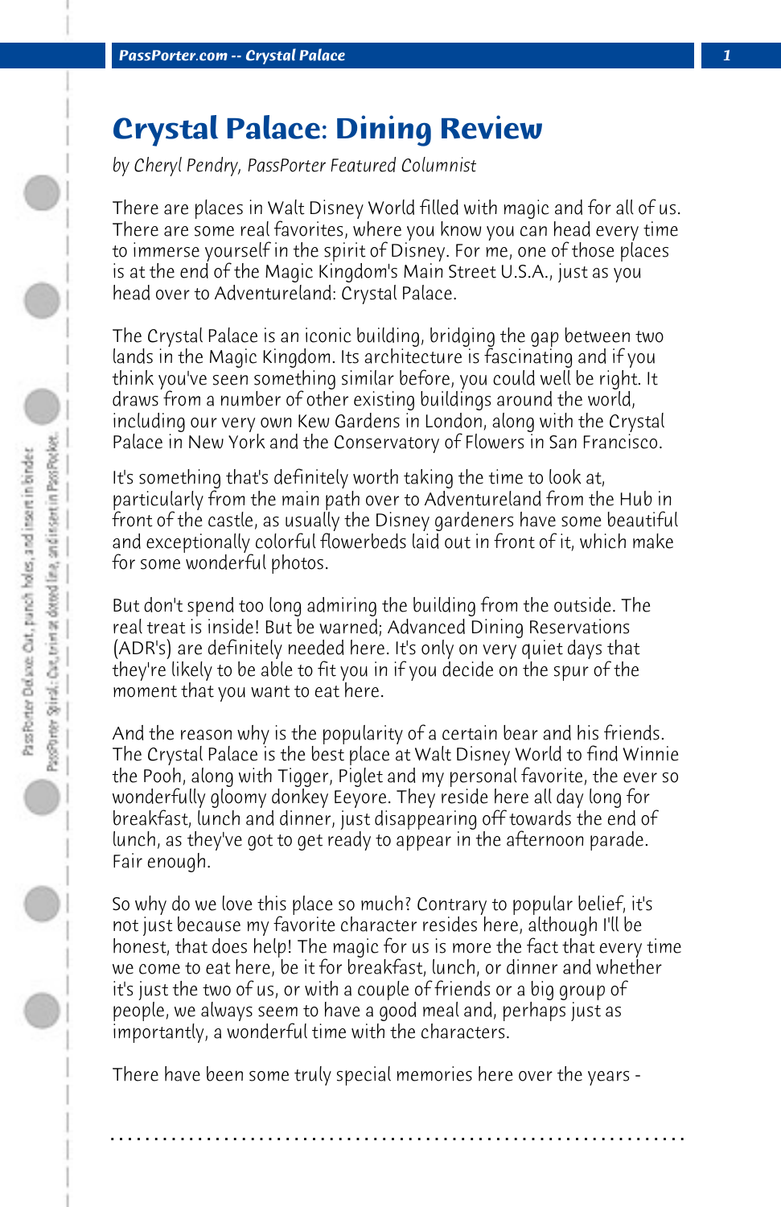# Crystal Palace: Dining Review

*by Cheryl Pendry, PassPorter Featured Columnist*

There are places in Walt Disney World filled with magic and for all of us. There are some real favorites, where you know you can head every time to immerse yourself in the spirit of Disney. For me, one of those places is at the end of the Magic Kingdom's Main Street U.S.A., just as you head over to Adventureland: Crystal Palace.

The Crystal Palace is an iconic building, bridging the gap between two lands in the Magic Kingdom. Its architecture is fascinating and if you think you've seen something similar before, you could well be right. It draws from a number of other existing buildings around the world, including our very own Kew Gardens in London, along with the Crystal Palace in New York and the Conservatory of Flowers in San Francisco.

It's something that's definitely worth taking the time to look at, particularly from the main path over to Adventureland from the Hub in front of the castle, as usually the Disney gardeners have some beautiful and exceptionally colorful flowerbeds laid out in front of it, which make for some wonderful photos.

But don't spend too long admiring the building from the outside. The real treat is inside! But be warned; Advanced Dining Reservations (ADR's) are definitely needed here. It's only on very quiet days that they're likely to be able to fit you in if you decide on the spur of the moment that you want to eat here.

And the reason why is the popularity of a certain bear and his friends. The Crystal Palace is the best place at Walt Disney World to find Winnie the Pooh, along with Tigger, Piglet and my personal favorite, the ever so wonderfully gloomy donkey Eeyore. They reside here all day long for breakfast, lunch and dinner, just disappearing off towards the end of lunch, as they've got to get ready to appear in the afternoon parade. Fair enough.

So why do we love this place so much? Contrary to popular belief, it's not just because my favorite character resides here, although I'll be honest, that does help! The magic for us is more the fact that every time we come to eat here, be it for breakfast, lunch, or dinner and whether it's just the two of us, or with a couple of friends or a big group of people, we always seem to have a good meal and, perhaps just as importantly, a wonderful time with the characters.

There have been some truly special memories here over the years -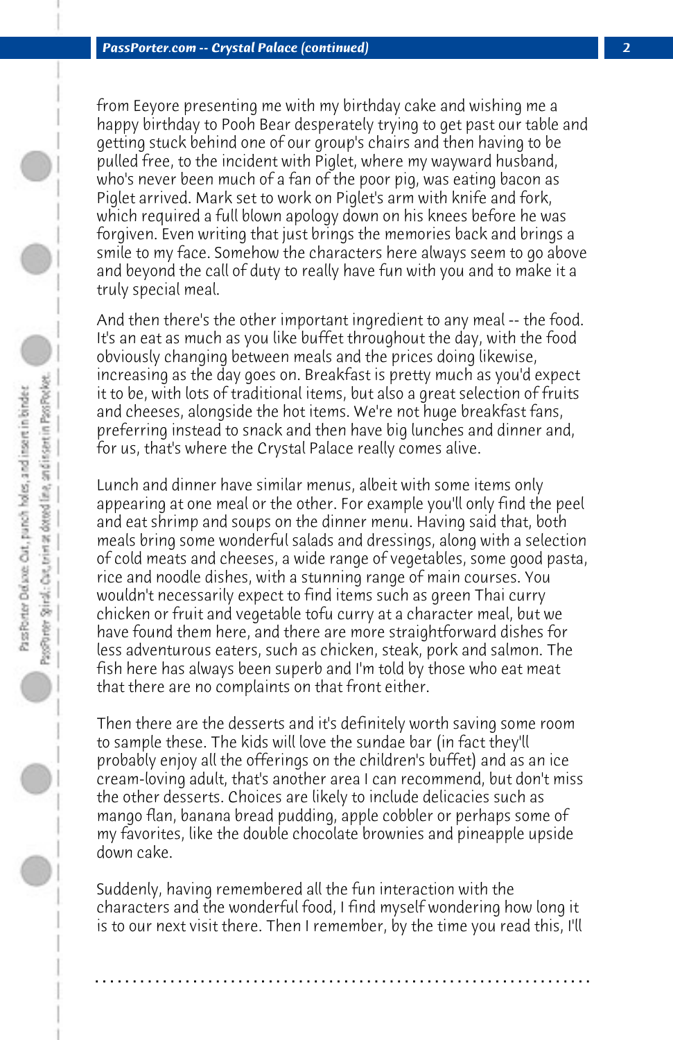from Eeyore presenting me with my birthday cake and wishing me a happy birthday to Pooh Bear desperately trying to get past our table and getting stuck behind one of our group's chairs and then having to be pulled free, to the incident with Piglet, where my wayward husband, who's never been much of a fan of the poor pig, was eating bacon as Piglet arrived. Mark set to work on Piglet's arm with knife and fork, which required a full blown apology down on his knees before he was forgiven. Even writing that just brings the memories back and brings a smile to my face. Somehow the characters here always seem to go above and beyond the call of duty to really have fun with you and to make it a truly special meal.

And then there's the other important ingredient to any meal -- the food. It's an eat as much as you like buffet throughout the day, with the food obviously changing between meals and the prices doing likewise, increasing as the day goes on. Breakfast is pretty much as you'd expect it to be, with lots of traditional items, but also a great selection of fruits and cheeses, alongside the hot items. We're not huge breakfast fans, preferring instead to snack and then have big lunches and dinner and, for us, that's where the Crystal Palace really comes alive.

Lunch and dinner have similar menus, albeit with some items only appearing at one meal or the other. For example you'll only find the peel and eat shrimp and soups on the dinner menu. Having said that, both meals bring some wonderful salads and dressings, along with a selection of cold meats and cheeses, a wide range of vegetables, some good pasta, rice and noodle dishes, with a stunning range of main courses. You wouldn't necessarily expect to find items such as green Thai curry chicken or fruit and vegetable tofu curry at a character meal, but we have found them here, and there are more straightforward dishes for less adventurous eaters, such as chicken, steak, pork and salmon. The fish here has always been superb and I'm told by those who eat meat that there are no complaints on that front either.

Then there are the desserts and it's definitely worth saving some room to sample these. The kids will love the sundae bar (in fact they'll probably enjoy all the offerings on the children's buffet) and as an ice cream-loving adult, that's another area I can recommend, but don't miss the other desserts. Choices are likely to include delicacies such as mango flan, banana bread pudding, apple cobbler or perhaps some of my favorites, like the double chocolate brownies and pineapple upside down cake.

Suddenly, having remembered all the fun interaction with the characters and the wonderful food, I find myself wondering how long it is to our next visit there. Then I remember, by the time you read this, I'll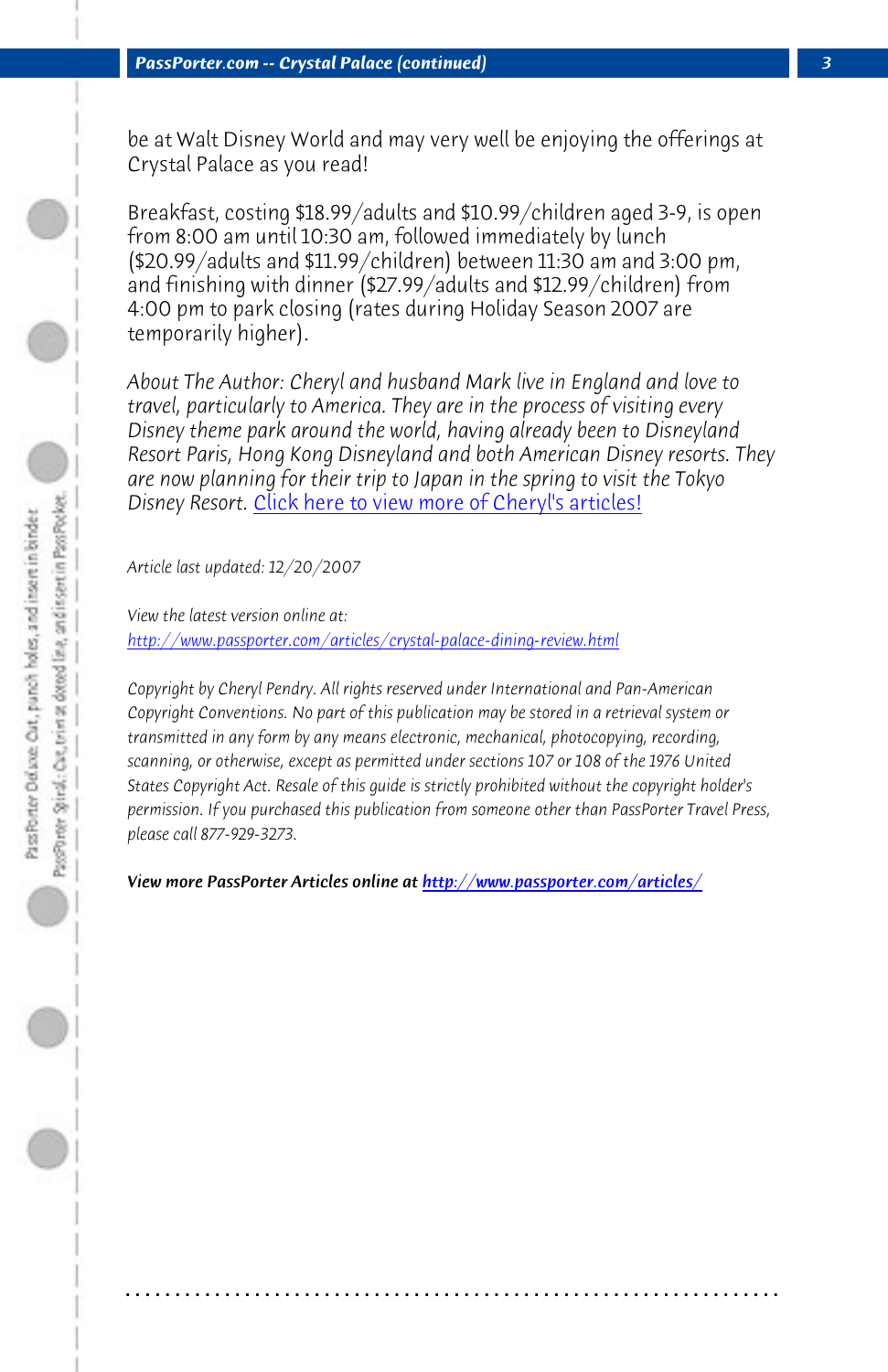be at Walt Disney World and may very well be enjoying the offerings at Crystal Palace as you read!

Breakfast, costing $18.99/adults and $10.99/children aged 3-9, is open from 8:00 am until 10:30 am, followed immediately by lunch ($20.99/adults and $11.99/children) between 11:30 am and 3:00 pm, and finishing with dinner ($27.99/adults and $12.99/children) from 4:00 pm to park closing (rates during Holiday Season 2007 are temporarily higher).

*About The Author: Cheryl and husband Mark live in England and love to travel, particularly to America. They are in the process of visiting every Disney theme park around the world, having already been to Disneyland Resort Paris, Hong Kong Disneyland and both American Disney resorts. They are now planning for their trip to Japan in the spring to visit the Tokyo Disney Resort.* Click here to view more of Cheryl's articles!

*Article last updated: 12/20/2007*

*View the latest version online at:*
*http://www.passporter.com/articles/crystal-palace-dining-review.html*

*Copyright by Cheryl Pendry. All rights reserved under International and Pan-American Copyright Conventions. No part of this publication may be stored in a retrieval system or transmitted in any form by any means electronic, mechanical, photocopying, recording, scanning, or otherwise, except as permitted under sections 107 or 108 of the 1976 United States Copyright Act. Resale of this guide is strictly prohibited without the copyright holder's permission. If you purchased this publication from someone other than PassPorter Travel Press, please call 877-929-3273.*

***View more PassPorter Articles online at http://www.passporter.com/articles/***